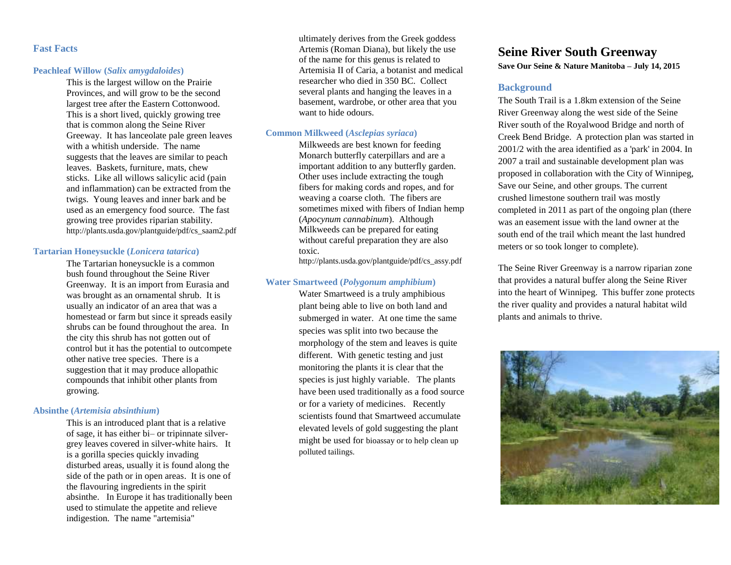## Fast Facts

### Peachleaf Willow (*Salix amygdaloides*)

This is the largest willow on the Prairie Provinces, and will grow to be the second largest tree after the Eastern Cottonwood. This is a short lived, quickly growing tree that is common along the Seine River Greeway. It has lanceolate pale green leaves with a whitish underside. The name suggests that the leaves are similar to peach leaves. Baskets, furniture, mats, chew sticks. Like all willows salicylic acid (pain and inflammation) can be extracted from the twigs. Young leaves and inner bark and be used as an emergency food source. The fast growing tree provides riparian stability.
http://plants.usda.gov/plantguide/pdf/cs_saam2.pdf

### Tartarian Honeysuckle (*Lonicera tatarica*)

The Tartarian honeysuckle is a common bush found throughout the Seine River Greenway. It is an import from Eurasia and was brought as an ornamental shrub. It is usually an indicator of an area that was a homestead or farm but since it spreads easily shrubs can be found throughout the area. In the city this shrub has not gotten out of control but it has the potential to outcompete other native tree species. There is a suggestion that it may produce allopathic compounds that inhibit other plants from growing.

### Absinthe (*Artemisia absinthium*)

This is an introduced plant that is a relative of sage, it has either bi– or tripinnate silver-grey leaves covered in silver-white hairs. It is a gorilla species quickly invading disturbed areas, usually it is found along the side of the path or in open areas. It is one of the flavouring ingredients in the spirit absinthe. In Europe it has traditionally been used to stimulate the appetite and relieve indigestion. The name "artemisia" ultimately derives from the Greek goddess Artemis (Roman Diana), but likely the use of the name for this genus is related to Artemisia II of Caria, a botanist and medical researcher who died in 350 BC. Collect several plants and hanging the leaves in a basement, wardrobe, or other area that you want to hide odours.

### Common Milkweed (*Asclepias syriaca*)

Milkweeds are best known for feeding Monarch butterfly caterpillars and are a important addition to any butterfly garden. Other uses include extracting the tough fibers for making cords and ropes, and for weaving a coarse cloth. The fibers are sometimes mixed with fibers of Indian hemp (*Apocynum cannabinum*). Although Milkweeds can be prepared for eating without careful preparation they are also toxic.
http://plants.usda.gov/plantguide/pdf/cs_assy.pdf

### Water Smartweed (*Polygonum amphibium*)

Water Smartweed is a truly amphibious plant being able to live on both land and submerged in water. At one time the same species was split into two because the morphology of the stem and leaves is quite different. With genetic testing and just monitoring the plants it is clear that the species is just highly variable. The plants have been used traditionally as a food source or for a variety of medicines. Recently scientists found that Smartweed accumulate elevated levels of gold suggesting the plant might be used for bioassay or to help clean up polluted tailings.

# Seine River South Greenway

**Save Our Seine & Nature Manitoba – July 14, 2015**

## Background

The South Trail is a 1.8km extension of the Seine River Greenway along the west side of the Seine River south of the Royalwood Bridge and north of Creek Bend Bridge. A protection plan was started in 2001/2 with the area identified as a 'park' in 2004. In 2007 a trail and sustainable development plan was proposed in collaboration with the City of Winnipeg, Save our Seine, and other groups. The current crushed limestone southern trail was mostly completed in 2011 as part of the ongoing plan (there was an easement issue with the land owner at the south end of the trail which meant the last hundred meters or so took longer to complete).

The Seine River Greenway is a narrow riparian zone that provides a natural buffer along the Seine River into the heart of Winnipeg. This buffer zone protects the river quality and provides a natural habitat wild plants and animals to thrive.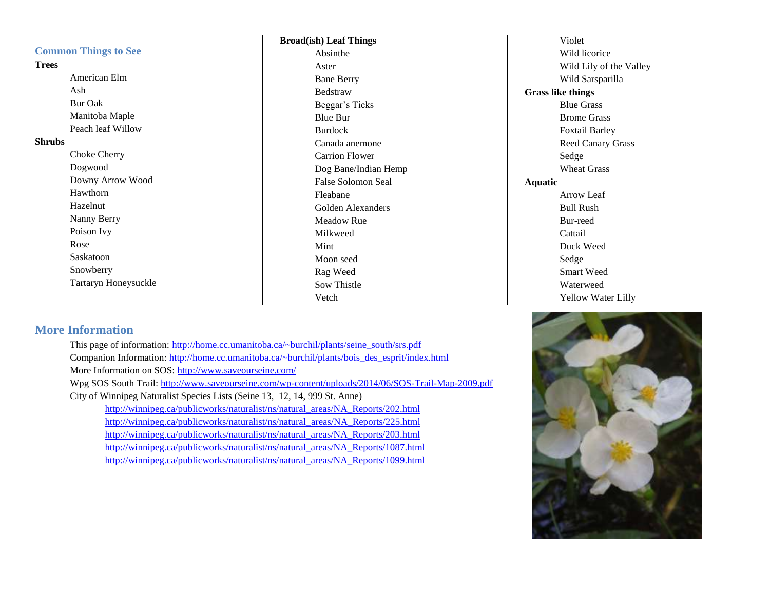## Common Things to See

**Trees**

- American Elm
- Ash
- Bur Oak
- Manitoba Maple
- Peach leaf Willow

**Shrubs**

- Choke Cherry
- Dogwood
- Downy Arrow Wood
- Hawthorn
- Hazelnut
- Nanny Berry
- Poison Ivy
- Rose
- Saskatoon
- Snowberry
- Tartaryn Honeysuckle

**Broad(ish) Leaf Things**

- Absinthe
- Aster
- Bane Berry
- Bedstraw
- Beggar's Ticks
- Blue Bur
- Burdock
- Canada anemone
- Carrion Flower
- Dog Bane/Indian Hemp
- False Solomon Seal
- Fleabane
- Golden Alexanders
- Meadow Rue
- Milkweed
- Mint
- Moon seed
- Rag Weed
- Sow Thistle
- Vetch
- Violet
- Wild licorice
- Wild Lily of the Valley
- Wild Sarsparilla

**Grass like things**

- Blue Grass
- Brome Grass
- Foxtail Barley
- Reed Canary Grass
- Sedge
- Wheat Grass

**Aquatic**

- Arrow Leaf
- Bull Rush
- Bur-reed
- Cattail
- Duck Weed
- Sedge
- Smart Weed
- Waterweed
- Yellow Water Lilly

## More Information

This page of information: http://home.cc.umanitoba.ca/~burchil/plants/seine_south/srs.pdf

Companion Information: http://home.cc.umanitoba.ca/~burchil/plants/bois_des_esprit/index.html

More Information on SOS: http://www.saveourseine.com/

Wpg SOS South Trail: http://www.saveourseine.com/wp-content/uploads/2014/06/SOS-Trail-Map-2009.pdf

City of Winnipeg Naturalist Species Lists (Seine 13, 12, 14, 999 St. Anne)

- http://winnipeg.ca/publicworks/naturalist/ns/natural_areas/NA_Reports/202.html
- http://winnipeg.ca/publicworks/naturalist/ns/natural_areas/NA_Reports/225.html
- http://winnipeg.ca/publicworks/naturalist/ns/natural_areas/NA_Reports/203.html
- http://winnipeg.ca/publicworks/naturalist/ns/natural_areas/NA_Reports/1087.html
- http://winnipeg.ca/publicworks/naturalist/ns/natural_areas/NA_Reports/1099.html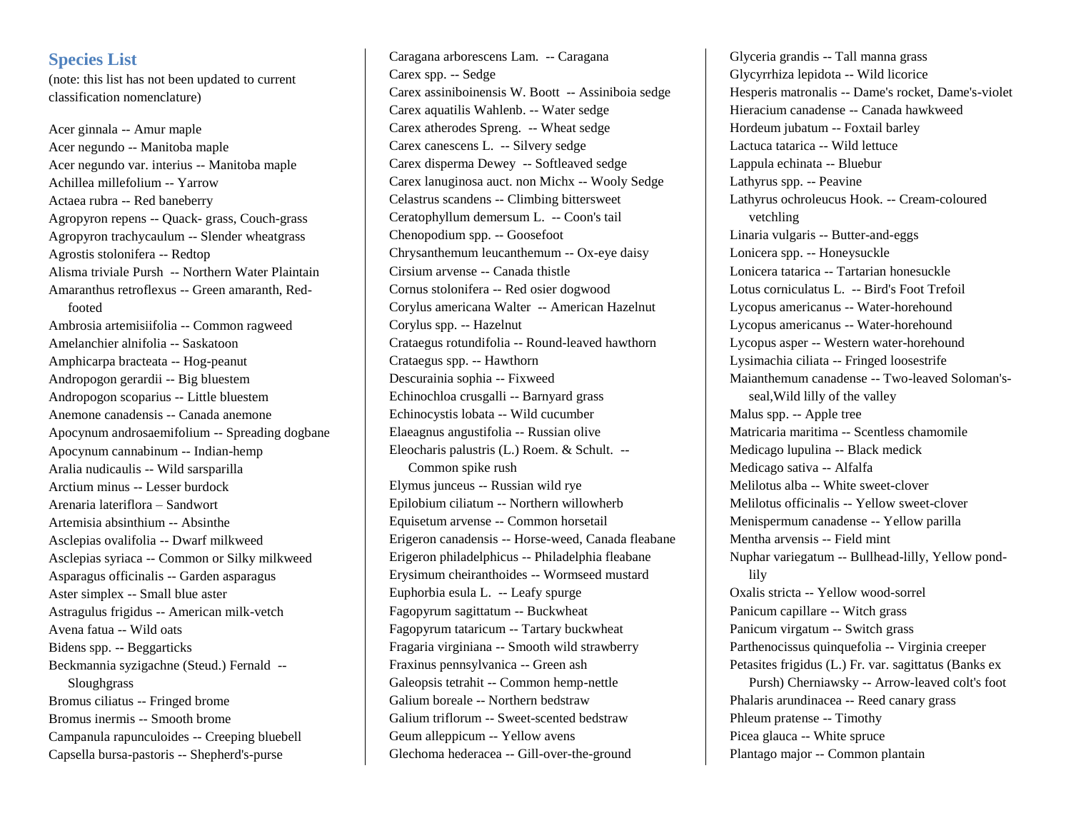## Species List

(note: this list has not been updated to current classification nomenclature)

Acer ginnala -- Amur maple
Acer negundo -- Manitoba maple
Acer negundo var. interius -- Manitoba maple
Achillea millefolium -- Yarrow
Actaea rubra -- Red baneberry
Agropyron repens -- Quack- grass, Couch-grass
Agropyron trachycaulum -- Slender wheatgrass
Agrostis stolonifera -- Redtop
Alisma triviale Pursh -- Northern Water Plaintain
Amaranthus retroflexus -- Green amaranth, Red-footed
Ambrosia artemisiifolia -- Common ragweed
Amelanchier alnifolia -- Saskatoon
Amphicarpa bracteata -- Hog-peanut
Andropogon gerardii -- Big bluestem
Andropogon scoparius -- Little bluestem
Anemone canadensis -- Canada anemone
Apocynum androsaemifolium -- Spreading dogbane
Apocynum cannabinum -- Indian-hemp
Aralia nudicaulis -- Wild sarsparilla
Arctium minus -- Lesser burdock
Arenaria lateriflora – Sandwort
Artemisia absinthium -- Absinthe
Asclepias ovalifolia -- Dwarf milkweed
Asclepias syriaca -- Common or Silky milkweed
Asparagus officinalis -- Garden asparagus
Aster simplex -- Small blue aster
Astragulus frigidus -- American milk-vetch
Avena fatua -- Wild oats
Bidens spp. -- Beggarticks
Beckmannia syzigachne (Steud.) Fernald -- Sloughgrass
Bromus ciliatus -- Fringed brome
Bromus inermis -- Smooth brome
Campanula rapunculoides -- Creeping bluebell
Capsella bursa-pastoris -- Shepherd's-purse
Caragana arborescens Lam. -- Caragana
Carex spp. -- Sedge
Carex assiniboinensis W. Boott -- Assiniboia sedge
Carex aquatilis Wahlenb. -- Water sedge
Carex atherodes Spreng. -- Wheat sedge
Carex canescens L. -- Silvery sedge
Carex disperma Dewey -- Softleaved sedge
Carex lanuginosa auct. non Michx -- Wooly Sedge
Celastrus scandens -- Climbing bittersweet
Ceratophyllum demersum L. -- Coon's tail
Chenopodium spp. -- Goosefoot
Chrysanthemum leucanthemum -- Ox-eye daisy
Cirsium arvense -- Canada thistle
Cornus stolonifera -- Red osier dogwood
Corylus americana Walter -- American Hazelnut
Corylus spp. -- Hazelnut
Crataegus rotundifolia -- Round-leaved hawthorn
Crataegus spp. -- Hawthorn
Descurainia sophia -- Fixweed
Echinochloa crusgalli -- Barnyard grass
Echinocystis lobata -- Wild cucumber
Elaeagnus angustifolia -- Russian olive
Eleocharis palustris (L.) Roem. & Schult. -- Common spike rush
Elymus junceus -- Russian wild rye
Epilobium ciliatum -- Northern willowherb
Equisetum arvense -- Common horsetail
Erigeron canadensis -- Horse-weed, Canada fleabane
Erigeron philadelphicus -- Philadelphia fleabane
Erysimum cheiranthoides -- Wormseed mustard
Euphorbia esula L. -- Leafy spurge
Fagopyrum sagittatum -- Buckwheat
Fagopyrum tataricum -- Tartary buckwheat
Fragaria virginiana -- Smooth wild strawberry
Fraxinus pennsylvanica -- Green ash
Galeopsis tetrahit -- Common hemp-nettle
Galium boreale -- Northern bedstraw
Galium triflorum -- Sweet-scented bedstraw
Geum alleppicum -- Yellow avens
Glechoma hederacea -- Gill-over-the-ground
Glyceria grandis -- Tall manna grass
Glycyrrhiza lepidota -- Wild licorice
Hesperis matronalis -- Dame's rocket, Dame's-violet
Hieracium canadense -- Canada hawkweed
Hordeum jubatum -- Foxtail barley
Lactuca tatarica -- Wild lettuce
Lappula echinata -- Bluebur
Lathyrus spp. -- Peavine
Lathyrus ochroleucus Hook. -- Cream-coloured vetchling
Linaria vulgaris -- Butter-and-eggs
Lonicera spp. -- Honeysuckle
Lonicera tatarica -- Tartarian honesuckle
Lotus corniculatus L. -- Bird's Foot Trefoil
Lycopus americanus -- Water-horehound
Lycopus americanus -- Water-horehound
Lycopus asper -- Western water-horehound
Lysimachia ciliata -- Fringed loosestrife
Maianthemum canadense -- Two-leaved Soloman's-seal,Wild lilly of the valley
Malus spp. -- Apple tree
Matricaria maritima -- Scentless chamomile
Medicago lupulina -- Black medick
Medicago sativa -- Alfalfa
Melilotus alba -- White sweet-clover
Melilotus officinalis -- Yellow sweet-clover
Menispermum canadense -- Yellow parilla
Mentha arvensis -- Field mint
Nuphar variegatum -- Bullhead-lilly, Yellow pond-lily
Oxalis stricta -- Yellow wood-sorrel
Panicum capillare -- Witch grass
Panicum virgatum -- Switch grass
Parthenocissus quinquefolia -- Virginia creeper
Petasites frigidus (L.) Fr. var. sagittatus (Banks ex Pursh) Cherniawsky -- Arrow-leaved colt's foot
Phalaris arundinacea -- Reed canary grass
Phleum pratense -- Timothy
Picea glauca -- White spruce
Plantago major -- Common plantain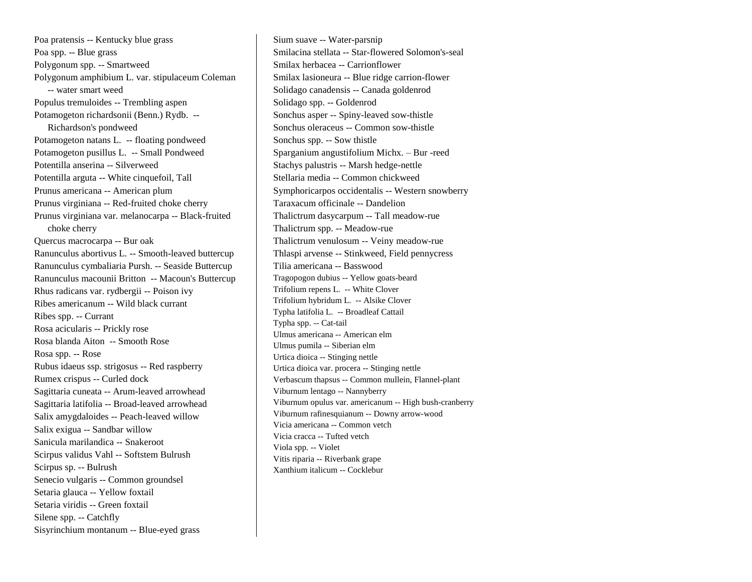Poa pratensis -- Kentucky blue grass
Poa spp. -- Blue grass
Polygonum spp. -- Smartweed
Polygonum amphibium L. var. stipulaceum Coleman -- water smart weed
Populus tremuloides -- Trembling aspen
Potamogeton richardsonii (Benn.) Rydb. -- Richardson's pondweed
Potamogeton natans L. -- floating pondweed
Potamogeton pusillus L. -- Small Pondweed
Potentilla anserina -- Silverweed
Potentilla arguta -- White cinquefoil, Tall
Prunus americana -- American plum
Prunus virginiana -- Red-fruited choke cherry
Prunus virginiana var. melanocarpa -- Black-fruited choke cherry
Quercus macrocarpa -- Bur oak
Ranunculus abortivus L. -- Smooth-leaved buttercup
Ranunculus cymbaliaria Pursh. -- Seaside Buttercup
Ranunculus macounii Britton -- Macoun's Buttercup
Rhus radicans var. rydbergii -- Poison ivy
Ribes americanum -- Wild black currant
Ribes spp. -- Currant
Rosa acicularis -- Prickly rose
Rosa blanda Aiton -- Smooth Rose
Rosa spp. -- Rose
Rubus idaeus ssp. strigosus -- Red raspberry
Rumex crispus -- Curled dock
Sagittaria cuneata -- Arum-leaved arrowhead
Sagittaria latifolia -- Broad-leaved arrowhead
Salix amygdaloides -- Peach-leaved willow
Salix exigua -- Sandbar willow
Sanicula marilandica -- Snakeroot
Scirpus validus Vahl -- Softstem Bulrush
Scirpus sp. -- Bulrush
Senecio vulgaris -- Common groundsel
Setaria glauca -- Yellow foxtail
Setaria viridis -- Green foxtail
Silene spp. -- Catchfly
Sisyrinchium montanum -- Blue-eyed grass
Sium suave -- Water-parsnip
Smilacina stellata -- Star-flowered Solomon's-seal
Smilax herbacea -- Carrionflower
Smilax lasioneura -- Blue ridge carrion-flower
Solidago canadensis -- Canada goldenrod
Solidago spp. -- Goldenrod
Sonchus asper -- Spiny-leaved sow-thistle
Sonchus oleraceus -- Common sow-thistle
Sonchus spp. -- Sow thistle
Sparganium angustifolium Michx. – Bur -reed
Stachys palustris -- Marsh hedge-nettle
Stellaria media -- Common chickweed
Symphoricarpos occidentalis -- Western snowberry
Taraxacum officinale -- Dandelion
Thalictrum dasycarpum -- Tall meadow-rue
Thalictrum spp. -- Meadow-rue
Thalictrum venulosum -- Veiny meadow-rue
Thlaspi arvense -- Stinkweed, Field pennycress
Tilia americana -- Basswood
Tragopogon dubius -- Yellow goats-beard
Trifolium repens L. -- White Clover
Trifolium hybridum L. -- Alsike Clover
Typha latifolia L. -- Broadleaf Cattail
Typha spp. -- Cat-tail
Ulmus americana -- American elm
Ulmus pumila -- Siberian elm
Urtica dioica -- Stinging nettle
Urtica dioica var. procera -- Stinging nettle
Verbascum thapsus -- Common mullein, Flannel-plant
Viburnum lentago -- Nannyberry
Viburnum opulus var. americanum -- High bush-cranberry
Viburnum rafinesquianum -- Downy arrow-wood
Vicia americana -- Common vetch
Vicia cracca -- Tufted vetch
Viola spp. -- Violet
Vitis riparia -- Riverbank grape
Xanthium italicum -- Cocklebur